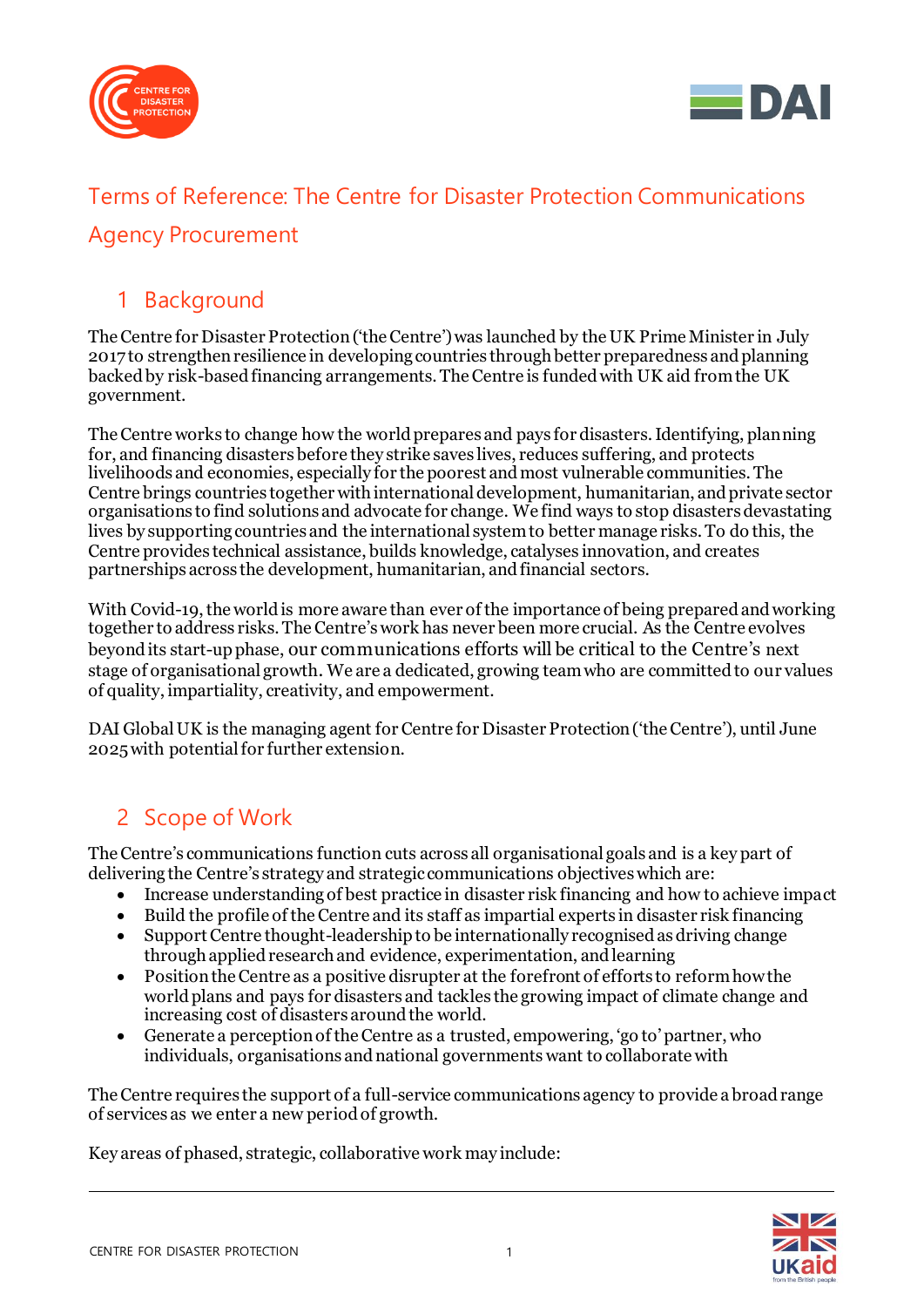# Terms of Reference: The Centre for Disaster Protection Communications Agency Procurement

## 1 Background

The Centre for Disaster Protection ('the Centre') was launched by the UK Prime Minister in July 2017 to strengthen resilience in developing countries through better preparedness and planning backed by risk-based financing arrangements. The Centre is funded with UK aid from the UK government.

The Centre works to change how the world prepares and pays for disasters. Identifying, planning for, and financing disasters before they strike saves lives, reduces suffering, and protects livelihoods and economies, especially for the poorest and most vulnerable communities. The Centre brings countries together with international development, humanitarian, and private sector organisations to find solutions and advocate for change. We find ways to stop disasters devastating lives by supporting countries and the international system to better manage risks. To do this, the Centre provides technical assistance, builds knowledge, catalyses innovation, and creates partnerships across the development, humanitarian, and financial sectors.

With Covid-19, the world is more aware than ever of the importance of being prepared and working together to address risks. The Centre's work has never been more crucial. As the Centre evolves beyond its start-up phase, our communications efforts will be critical to the Centre's next stage of organisational growth. We are a dedicated, growing team who are committed to our values of quality, impartiality, creativity, and empowerment.

DAI Global UK is the managing agent for Centre for Disaster Protection ('the Centre'), until June 2025 with potential for further extension.

## 2 Scope of Work

The Centre's communications function cuts across all organisational goals and is a key part of delivering the Centre's strategy and strategic communications objectives which are:

- Increase understanding of best practice in disaster risk financing and how to achieve impact
- Build the profile of the Centre and its staff as impartial experts in disaster risk financing
- Support Centre thought-leadership to be internationally recognised as driving change through applied research and evidence, experimentation, and learning
- Position the Centre as a positive disrupter at the forefront of efforts to reform how the world plans and pays for disasters and tackles the growing impact of climate change and increasing cost of disasters around the world.
- Generate a perception of the Centre as a trusted, empowering, 'go to' partner, who individuals, organisations and national governments want to collaborate with

The Centre requires the support of a full-service communications agency to provide a broad range of services as we enter a new period of growth.

Key areas of phased, strategic, collaborative work may include: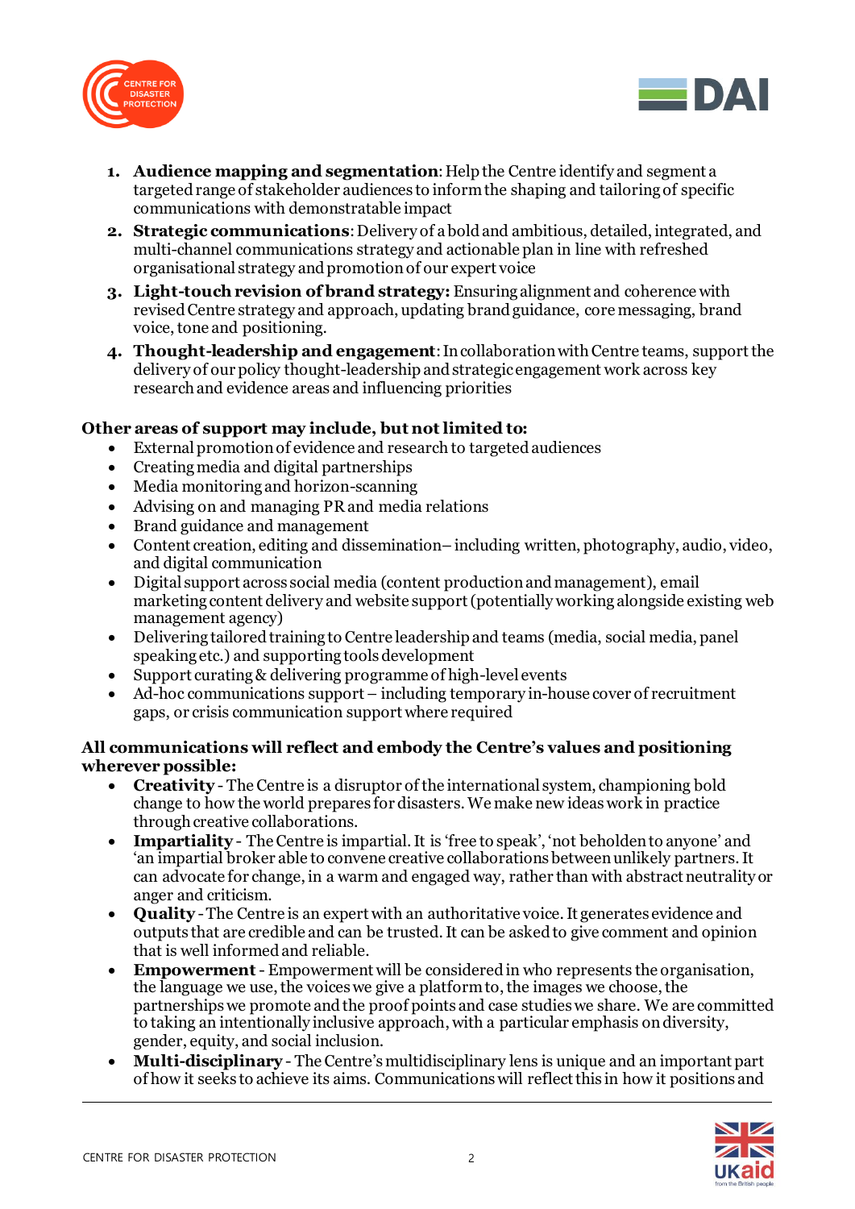1. **Audience mapping and segmentation**: Help the Centre identify and segment a targeted range of stakeholder audiences to inform the shaping and tailoring of specific communications with demonstrable impact
2. **Strategic communications**: Delivery of a bold and ambitious, detailed, integrated, and multi-channel communications strategy and actionable plan in line with refreshed organisational strategy and promotion of our expert voice
3. **Light-touch revision of brand strategy:** Ensuring alignment and coherence with revised Centre strategy and approach, updating brand guidance, core messaging, brand voice, tone and positioning.
4. **Thought-leadership and engagement**: In collaboration with Centre teams, support the delivery of our policy thought-leadership and strategic engagement work across key research and evidence areas and influencing priorities

**Other areas of support may include, but not limited to:**

- External promotion of evidence and research to targeted audiences
- Creating media and digital partnerships
- Media monitoring and horizon-scanning
- Advising on and managing PR and media relations
- Brand guidance and management
- Content creation, editing and dissemination– including written, photography, audio, video, and digital communication
- Digital support across social media (content production and management), email marketing content delivery and website support (potentially working alongside existing web management agency)
- Delivering tailored training to Centre leadership and teams (media, social media, panel speaking etc.) and supporting tools development
- Support curating & delivering programme of high-level events
- Ad-hoc communications support – including temporary in-house cover of recruitment gaps, or crisis communication support where required

**All communications will reflect and embody the Centre's values and positioning wherever possible:**

- **Creativity** - The Centre is a disruptor of the international system, championing bold change to how the world prepares for disasters. We make new ideas work in practice through creative collaborations.
- **Impartiality** - The Centre is impartial. It is 'free to speak', 'not beholden to anyone' and 'an impartial broker able to convene creative collaborations between unlikely partners. It can advocate for change, in a warm and engaged way, rather than with abstract neutrality or anger and criticism.
- **Quality** - The Centre is an expert with an authoritative voice. It generates evidence and outputs that are credible and can be trusted. It can be asked to give comment and opinion that is well informed and reliable.
- **Empowerment** - Empowerment will be considered in who represents the organisation, the language we use, the voices we give a platform to, the images we choose, the partnerships we promote and the proof points and case studies we share. We are committed to taking an intentionally inclusive approach, with a particular emphasis on diversity, gender, equity, and social inclusion.
- **Multi-disciplinary** - The Centre's multidisciplinary lens is unique and an important part of how it seeks to achieve its aims. Communications will reflect this in how it positions and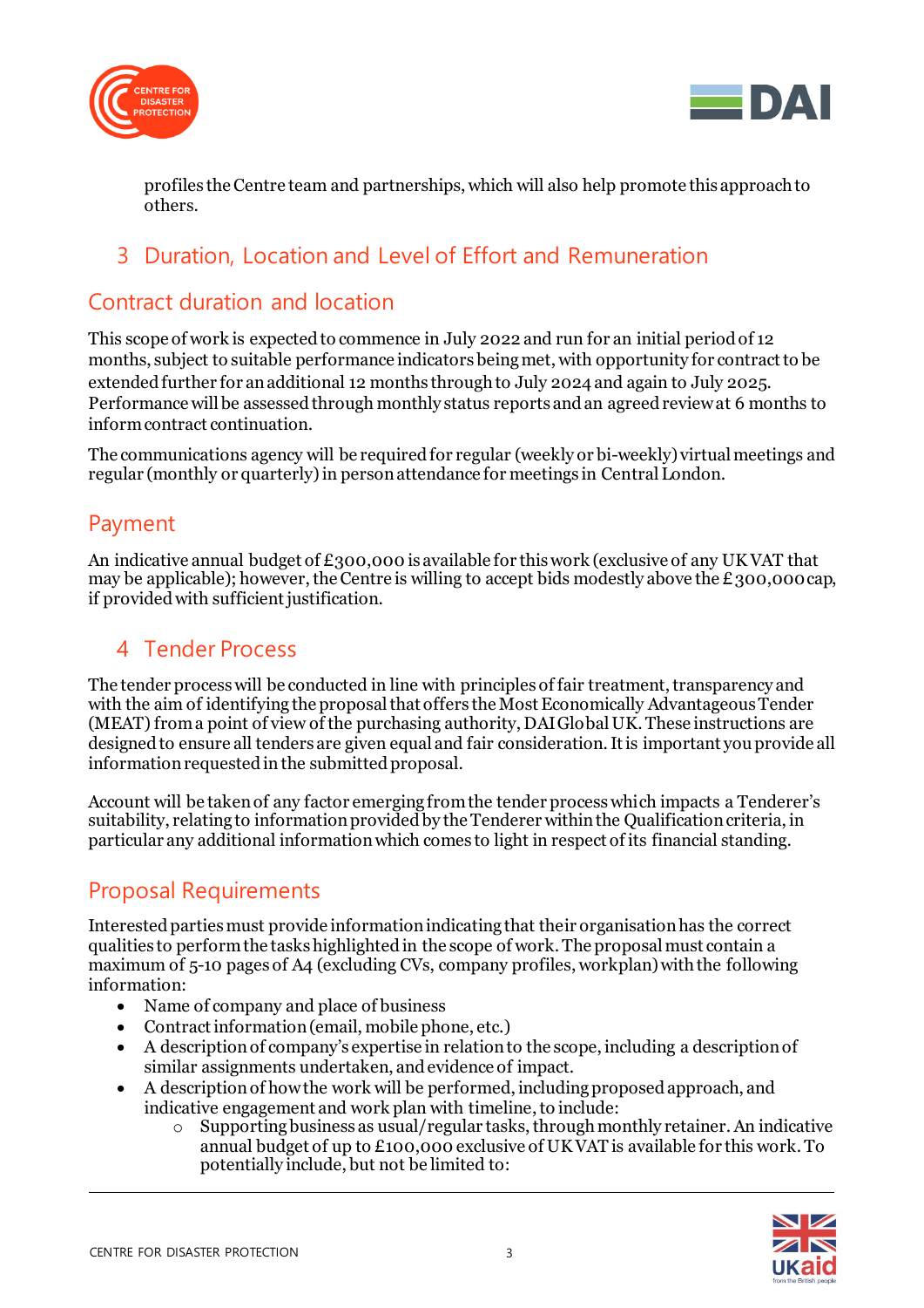profiles the Centre team and partnerships, which will also help promote this approach to others.

# 3 Duration, Location and Level of Effort and Remuneration

## Contract duration and location

This scope of work is expected to commence in July 2022 and run for an initial period of 12 months, subject to suitable performance indicators being met, with opportunity for contract to be extended further for an additional 12 months through to July 2024 and again to July 2025. Performance will be assessed through monthly status reports and an agreed review at 6 months to inform contract continuation.

The communications agency will be required for regular (weekly or bi-weekly) virtual meetings and regular (monthly or quarterly) in person attendance for meetings in Central London.

## Payment

An indicative annual budget of £300,000 is available for this work (exclusive of any UK VAT that may be applicable); however, the Centre is willing to accept bids modestly above the £300,000 cap, if provided with sufficient justification.

# 4 Tender Process

The tender process will be conducted in line with principles of fair treatment, transparency and with the aim of identifying the proposal that offers the Most Economically Advantageous Tender (MEAT) from a point of view of the purchasing authority, DAI Global UK. These instructions are designed to ensure all tenders are given equal and fair consideration. It is important you provide all information requested in the submitted proposal.

Account will be taken of any factor emerging from the tender process which impacts a Tenderer's suitability, relating to information provided by the Tenderer within the Qualification criteria, in particular any additional information which comes to light in respect of its financial standing.

## Proposal Requirements

Interested parties must provide information indicating that their organisation has the correct qualities to perform the tasks highlighted in the scope of work. The proposal must contain a maximum of 5-10 pages of A4 (excluding CVs, company profiles, workplan) with the following information:

- Name of company and place of business
- Contract information (email, mobile phone, etc.)
- A description of company's expertise in relation to the scope, including a description of similar assignments undertaken, and evidence of impact.
- A description of how the work will be performed, including proposed approach, and indicative engagement and work plan with timeline, to include:
  - Supporting business as usual/regular tasks, through monthly retainer. An indicative annual budget of up to £100,000 exclusive of UK VAT is available for this work. To potentially include, but not be limited to: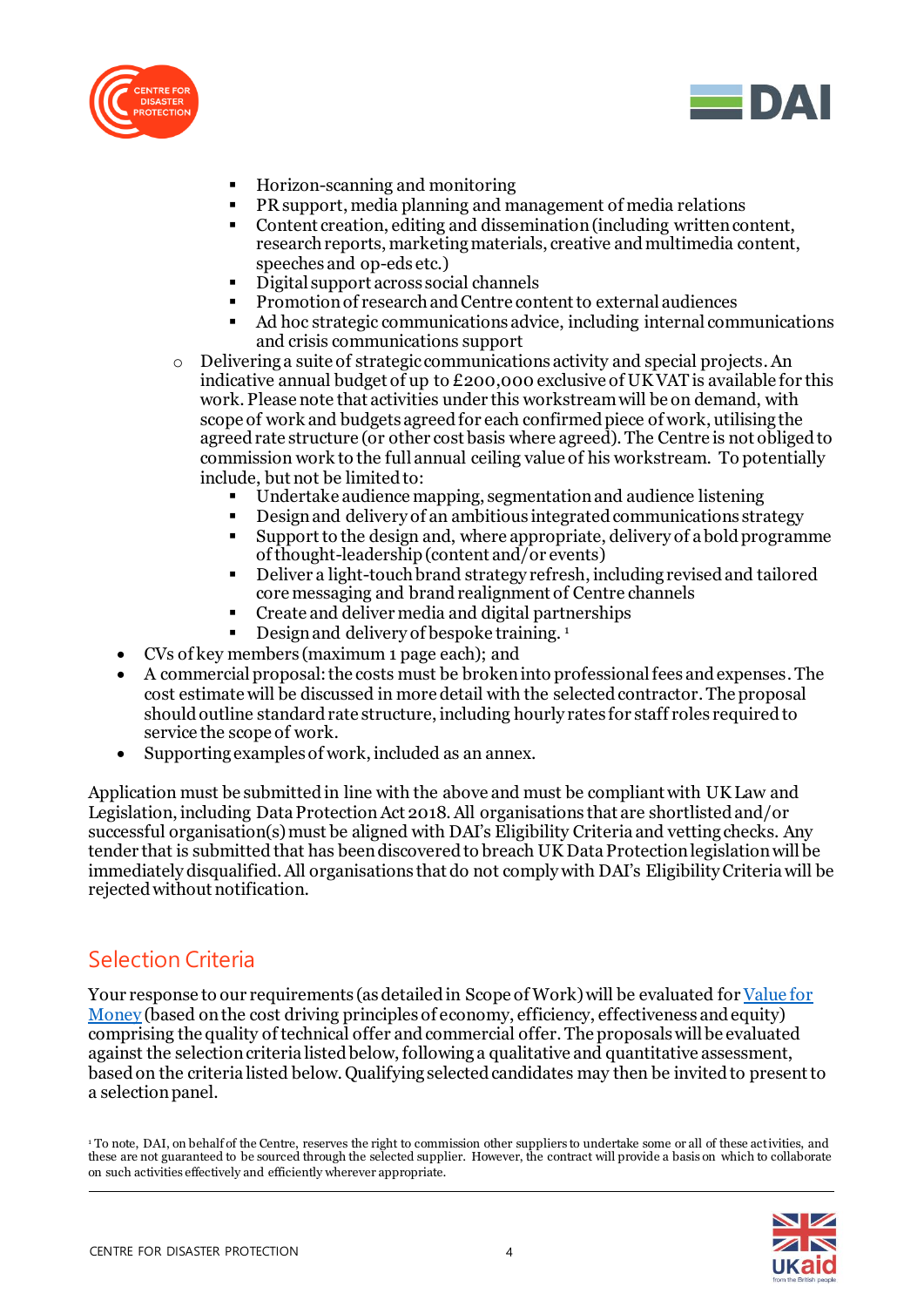- Horizon-scanning and monitoring
        - PR support, media planning and management of media relations
        - Content creation, editing and dissemination (including written content, research reports, marketing materials, creative and multimedia content, speeches and op-eds etc.)
        - Digital support across social channels
        - Promotion of research and Centre content to external audiences
        - Ad hoc strategic communications advice, including internal communications and crisis communications support
    - Delivering a suite of strategic communications activity and special projects. An indicative annual budget of up to £200,000 exclusive of UK VAT is available for this work. Please note that activities under this workstream will be on demand, with scope of work and budgets agreed for each confirmed piece of work, utilising the agreed rate structure (or other cost basis where agreed). The Centre is not obliged to commission work to the full annual ceiling value of his workstream. To potentially include, but not be limited to:
        - Undertake audience mapping, segmentation and audience listening
        - Design and delivery of an ambitious integrated communications strategy
        - Support to the design and, where appropriate, delivery of a bold programme of thought-leadership (content and/or events)
        - Deliver a light-touch brand strategy refresh, including revised and tailored core messaging and brand realignment of Centre channels
        - Create and deliver media and digital partnerships
        - Design and delivery of bespoke training. [1]
- CVs of key members (maximum 1 page each); and
- A commercial proposal: the costs must be broken into professional fees and expenses. The cost estimate will be discussed in more detail with the selected contractor. The proposal should outline standard rate structure, including hourly rates for staff roles required to service the scope of work.
- Supporting examples of work, included as an annex.

Application must be submitted in line with the above and must be compliant with UK Law and Legislation, including Data Protection Act 2018. All organisations that are shortlisted and/or successful organisation(s) must be aligned with DAI's Eligibility Criteria and vetting checks. Any tender that is submitted that has been discovered to breach UK Data Protection legislation will be immediately disqualified. All organisations that do not comply with DAI's Eligibility Criteria will be rejected without notification.

## Selection Criteria

Your response to our requirements (as detailed in Scope of Work) will be evaluated for Value for Money (based on the cost driving principles of economy, efficiency, effectiveness and equity) comprising the quality of technical offer and commercial offer. The proposals will be evaluated against the selection criteria listed below, following a qualitative and quantitative assessment, based on the criteria listed below. Qualifying selected candidates may then be invited to present to a selection panel.

[1] To note, DAI, on behalf of the Centre, reserves the right to commission other suppliers to undertake some or all of these activities, and these are not guaranteed to be sourced through the selected supplier. However, the contract will provide a basis on which to collaborate on such activities effectively and efficiently wherever appropriate.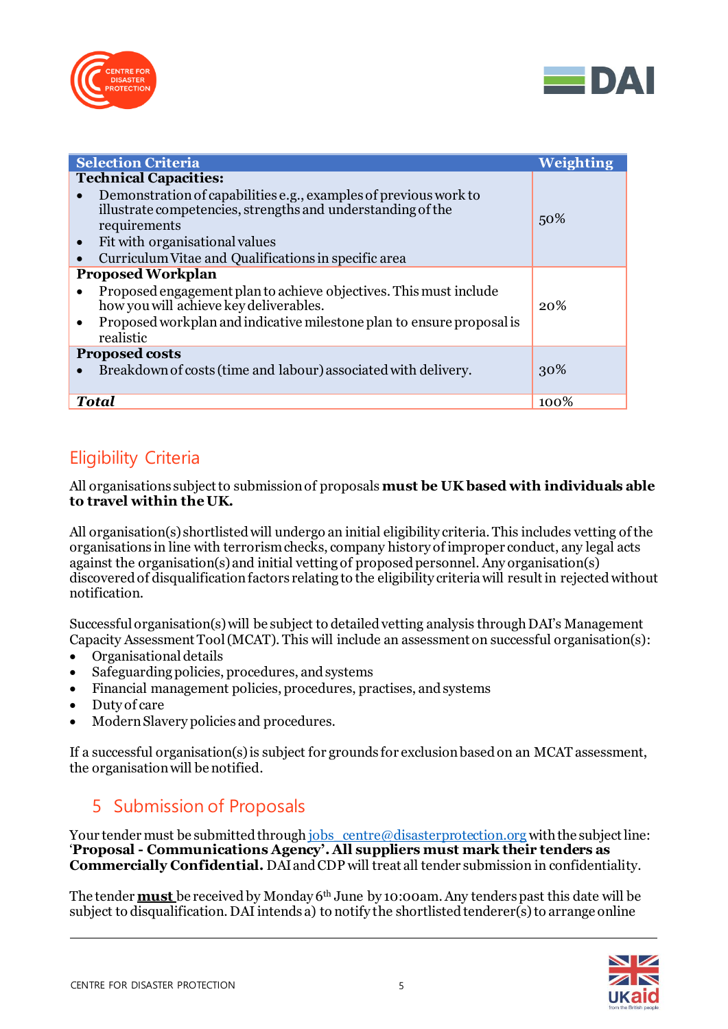| Selection Criteria | Weighting |
|---|---|
| **Technical Capacities:**<br>• Demonstration of capabilities e.g., examples of previous work to illustrate competencies, strengths and understanding of the requirements<br>• Fit with organisational values<br>• Curriculum Vitae and Qualifications in specific area | 50% |
| **Proposed Workplan**<br>• Proposed engagement plan to achieve objectives. This must include how you will achieve key deliverables.<br>• Proposed workplan and indicative milestone plan to ensure proposal is realistic | 20% |
| **Proposed costs**<br>• Breakdown of costs (time and labour) associated with delivery. | 30% |
| ***Total*** | 100% |

## Eligibility Criteria

All organisations subject to submission of proposals **must be UK based with individuals able to travel within the UK.**

All organisation(s) shortlisted will undergo an initial eligibility criteria. This includes vetting of the organisations in line with terrorism checks, company history of improper conduct, any legal acts against the organisation(s) and initial vetting of proposed personnel. Any organisation(s) discovered of disqualification factors relating to the eligibility criteria will result in rejected without notification.

Successful organisation(s) will be subject to detailed vetting analysis through DAI's Management Capacity Assessment Tool (MCAT). This will include an assessment on successful organisation(s):

- Organisational details
- Safeguarding policies, procedures, and systems
- Financial management policies, procedures, practises, and systems
- Duty of care
- Modern Slavery policies and procedures.

If a successful organisation(s) is subject for grounds for exclusion based on an MCAT assessment, the organisation will be notified.

## 5 Submission of Proposals

Your tender must be submitted through jobs_centre@disasterprotection.org with the subject line: '**Proposal - Communications Agency'. All suppliers must mark their tenders as Commercially Confidential.** DAI and CDP will treat all tender submission in confidentiality.

The tender **must** be received by Monday 6th June by 10:00am. Any tenders past this date will be subject to disqualification. DAI intends a) to notify the shortlisted tenderer(s) to arrange online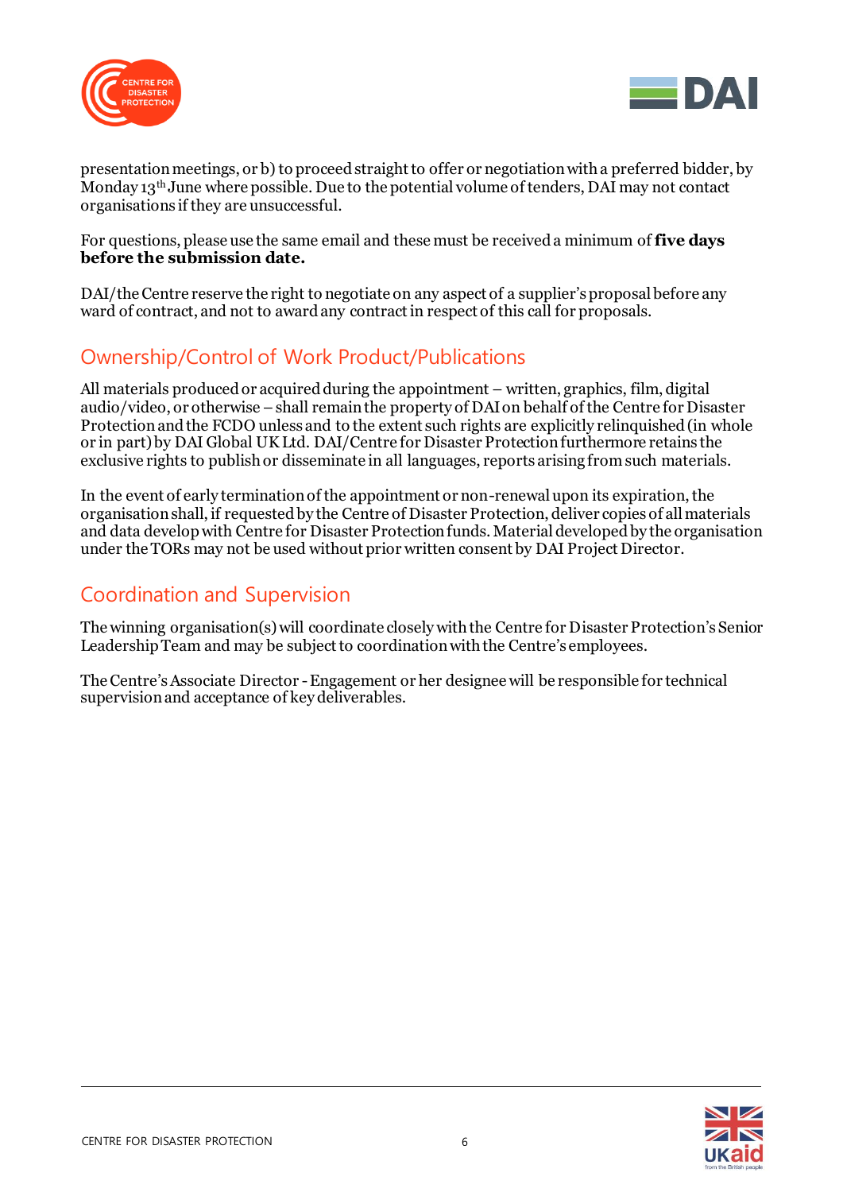presentation meetings, or b) to proceed straight to offer or negotiation with a preferred bidder, by Monday 13th June where possible. Due to the potential volume of tenders, DAI may not contact organisations if they are unsuccessful.

For questions, please use the same email and these must be received a minimum of **five days before the submission date.**

DAI/the Centre reserve the right to negotiate on any aspect of a supplier's proposal before any ward of contract, and not to award any contract in respect of this call for proposals.

## Ownership/Control of Work Product/Publications

All materials produced or acquired during the appointment – written, graphics, film, digital audio/video, or otherwise – shall remain the property of DAI on behalf of the Centre for Disaster Protection and the FCDO unless and to the extent such rights are explicitly relinquished (in whole or in part) by DAI Global UK Ltd. DAI/Centre for Disaster Protection furthermore retains the exclusive rights to publish or disseminate in all languages, reports arising from such materials.

In the event of early termination of the appointment or non-renewal upon its expiration, the organisation shall, if requested by the Centre of Disaster Protection, deliver copies of all materials and data develop with Centre for Disaster Protection funds. Material developed by the organisation under the TORs may not be used without prior written consent by DAI Project Director.

## Coordination and Supervision

The winning organisation(s) will coordinate closely with the Centre for Disaster Protection's Senior Leadership Team and may be subject to coordination with the Centre's employees.

The Centre's Associate Director - Engagement or her designee will be responsible for technical supervision and acceptance of key deliverables.